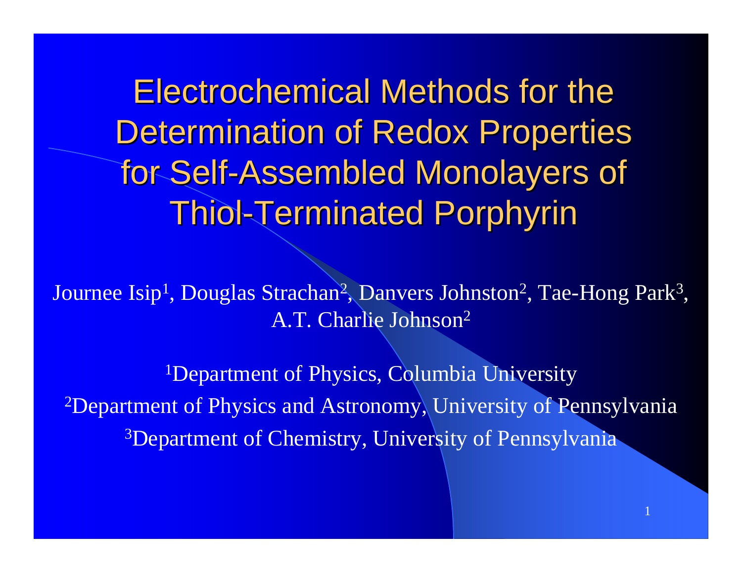# Electrochemical Methods for the Determination of Redox Properties for Self-Assembled Monolayers of Thiol-Terminated Porphyrin

Journee Isip[1], Douglas Strachan[2], Danvers Johnston[2], Tae-Hong Park[3], A.T. Charlie Johnson[2]

[1]Department of Physics, Columbia University

[2]Department of Physics and Astronomy, University of Pennsylvania

[3]Department of Chemistry, University of Pennsylvania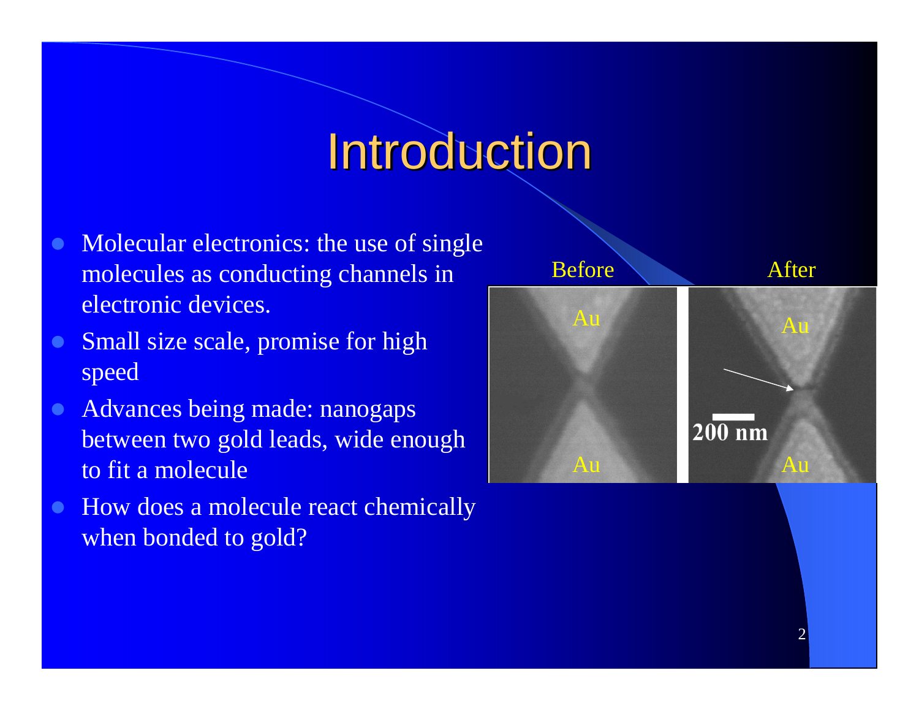# Introduction

- Molecular electronics: the use of single molecules as conducting channels in electronic devices.
- Small size scale, promise for high speed
- Advances being made: nanogaps between two gold leads, wide enough to fit a molecule
- How does a molecule react chemically when bonded to gold?

Before | After

Au | Au

200 nm

Au | Au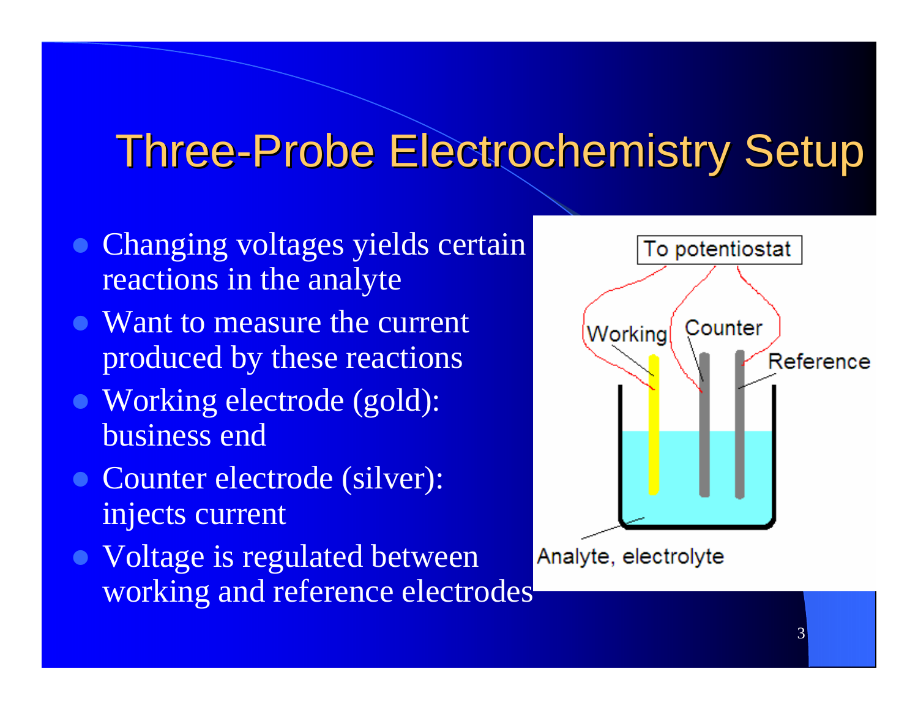# Three-Probe Electrochemistry Setup

- Changing voltages yields certain reactions in the analyte
- Want to measure the current produced by these reactions
- Working electrode (gold): business end
- Counter electrode (silver): injects current
- Voltage is regulated between working and reference electrodes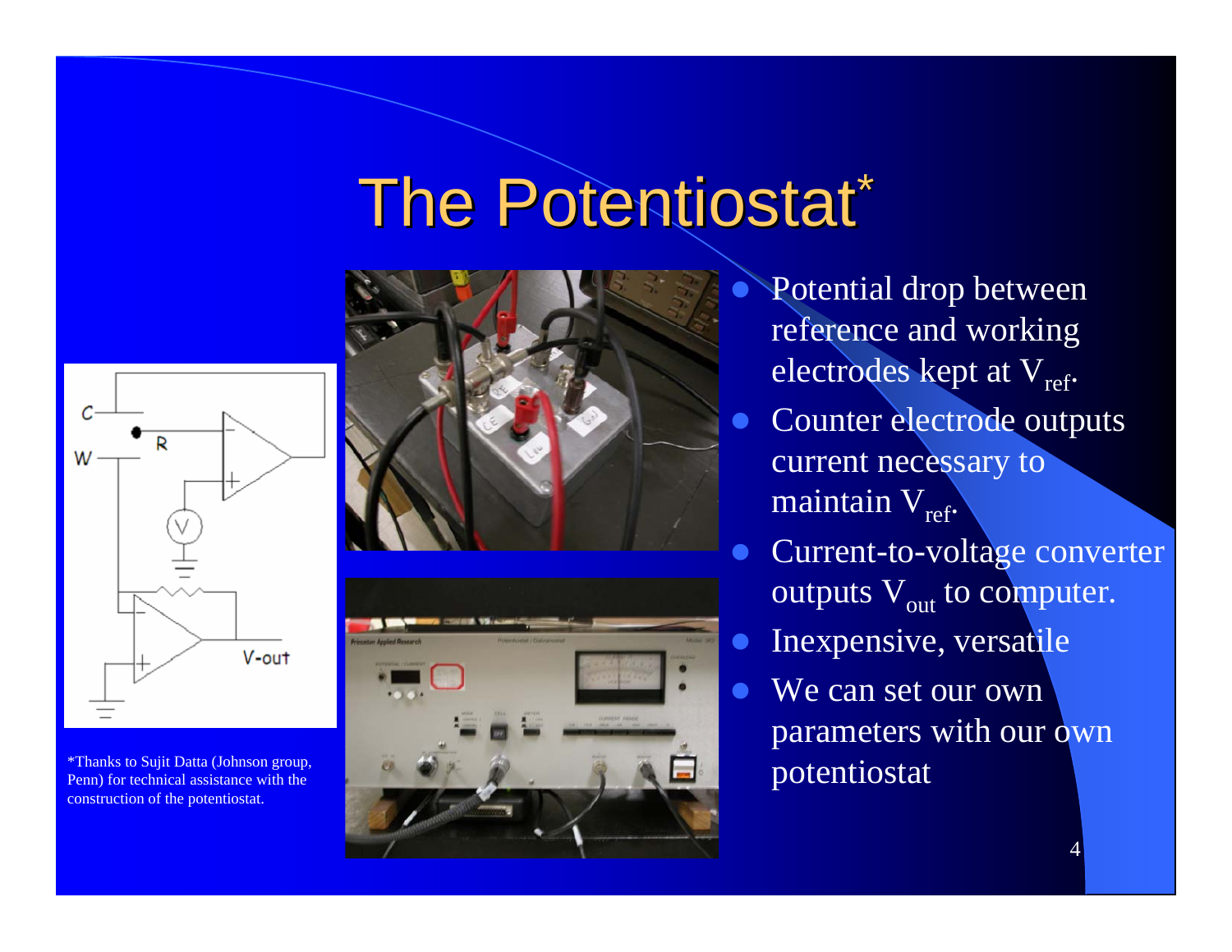# The Potentiostat*

- Potential drop between reference and working electrodes kept at $V_{ref}$.
- Counter electrode outputs current necessary to maintain $V_{ref}$.
- Current-to-voltage converter outputs $V_{out}$ to computer.
- Inexpensive, versatile
- We can set our own parameters with our own potentiostat

*Thanks to Sujit Datta (Johnson group, Penn) for technical assistance with the construction of the potentiostat.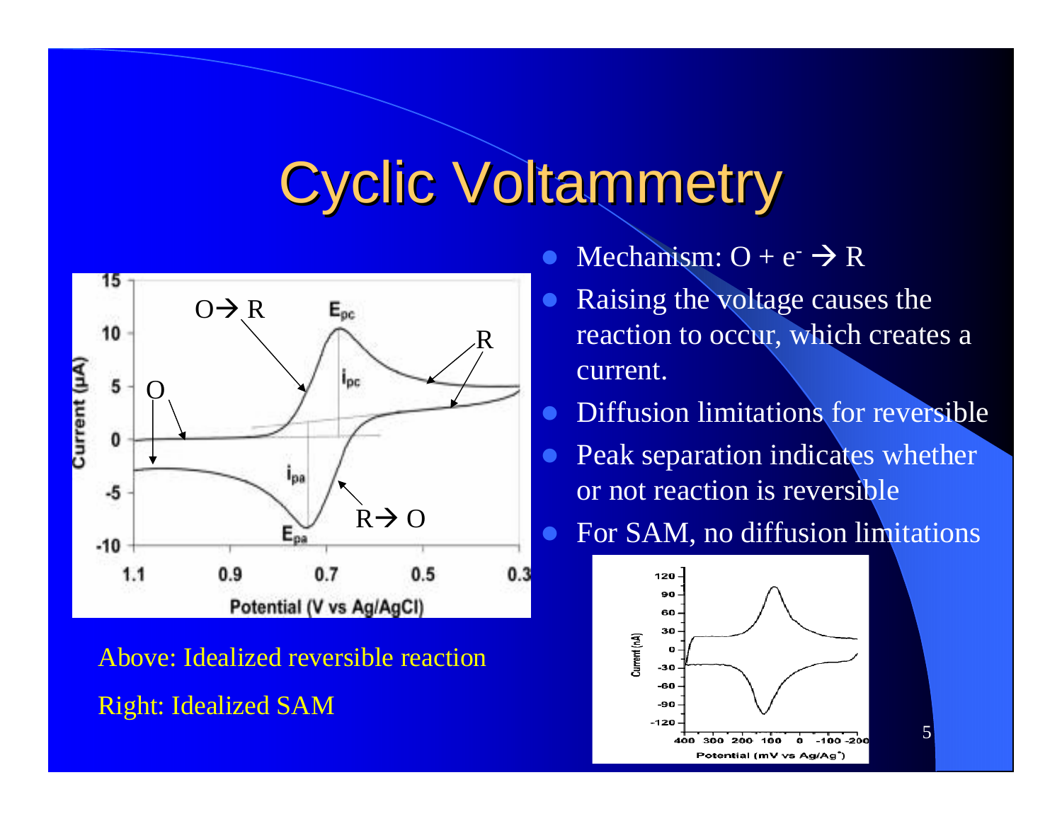# Cyclic Voltammetry

- Mechanism: $O + e^- \rightarrow R$
- Raising the voltage causes the reaction to occur, which creates a current.
- Diffusion limitations for reversible
- Peak separation indicates whether or not reaction is reversible
- For SAM, no diffusion limitations

Above: Idealized reversible reaction

Right: Idealized SAM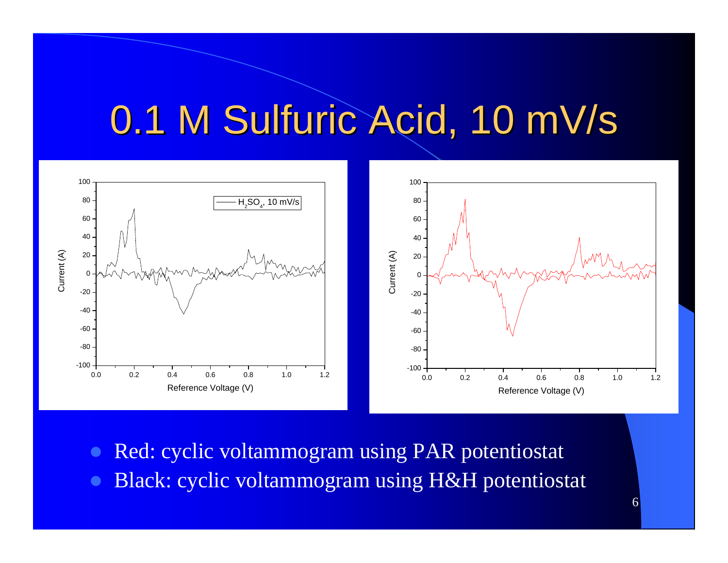# 0.1 M Sulfuric Acid, 10 mV/s

- Red: cyclic voltammogram using PAR potentiostat
- Black: cyclic voltammogram using H&H potentiostat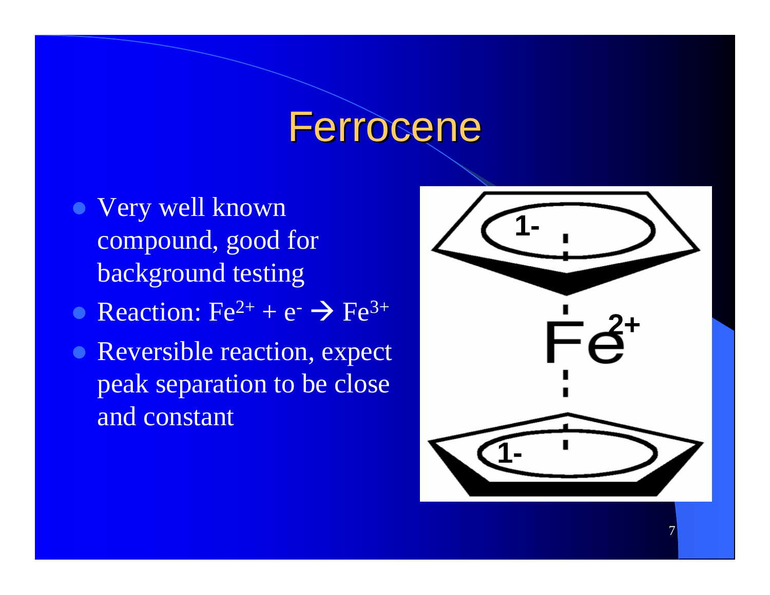# Ferrocene

- Very well known compound, good for background testing
- Reaction: $Fe^{2+} + e^{-} \rightarrow Fe^{3+}$
- Reversible reaction, expect peak separation to be close and constant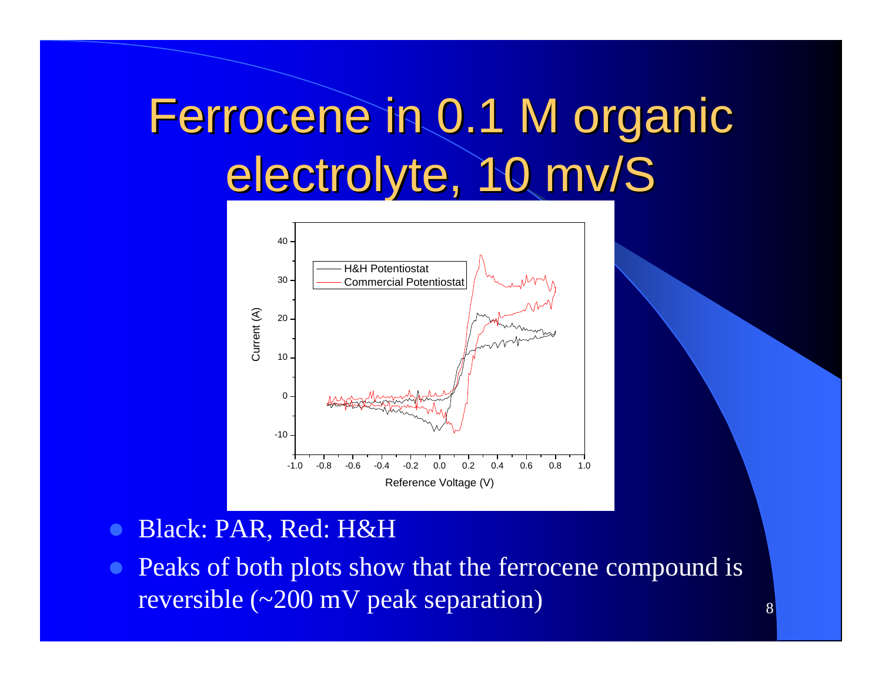# Ferrocene in 0.1 M organic electrolyte, 10 mv/S

- Black: PAR, Red: H&H
- Peaks of both plots show that the ferrocene compound is reversible (~200 mV peak separation)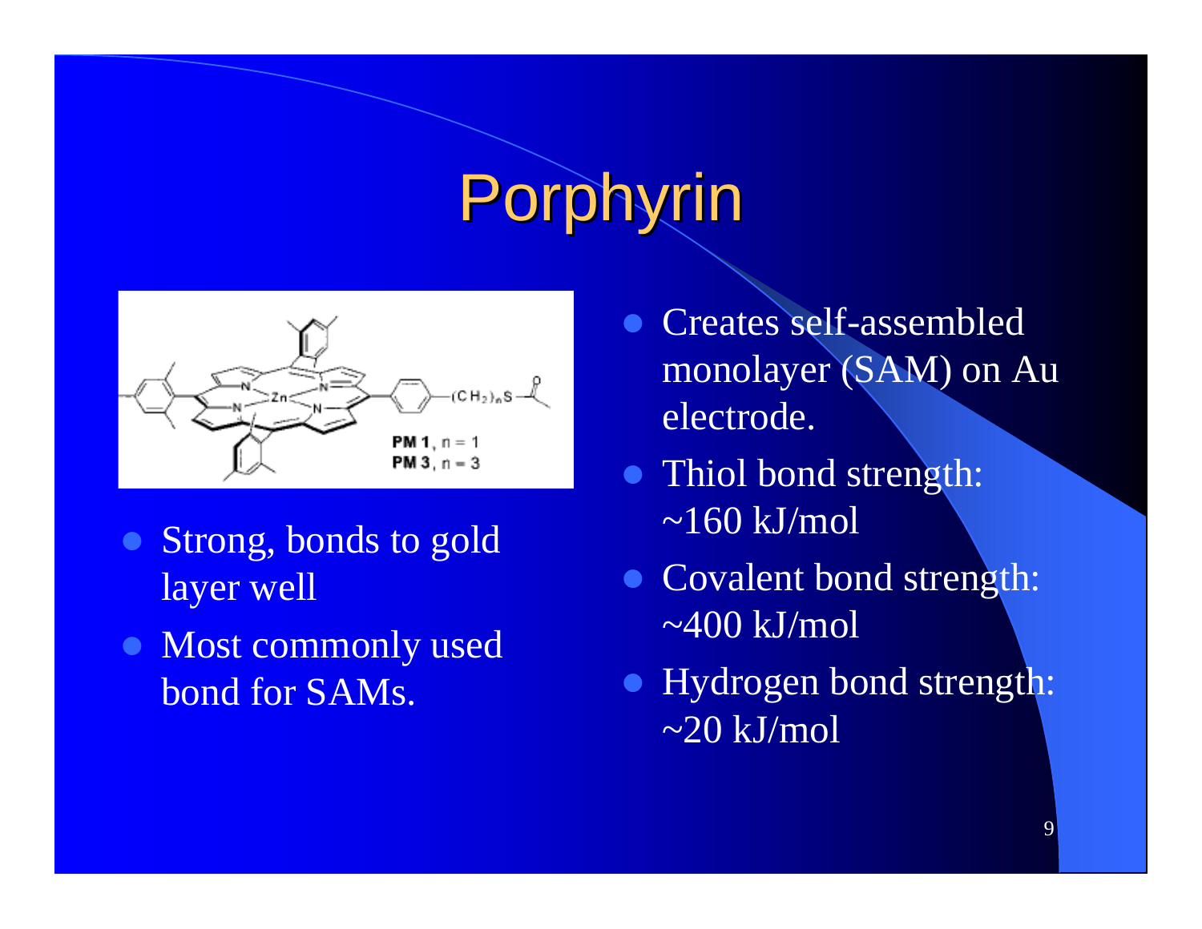# Porphyrin

- Strong, bonds to gold layer well
- Most commonly used bond for SAMs.

- Creates self-assembled monolayer (SAM) on Au electrode.
- Thiol bond strength: ~160 kJ/mol
- Covalent bond strength: ~400 kJ/mol
- Hydrogen bond strength: ~20 kJ/mol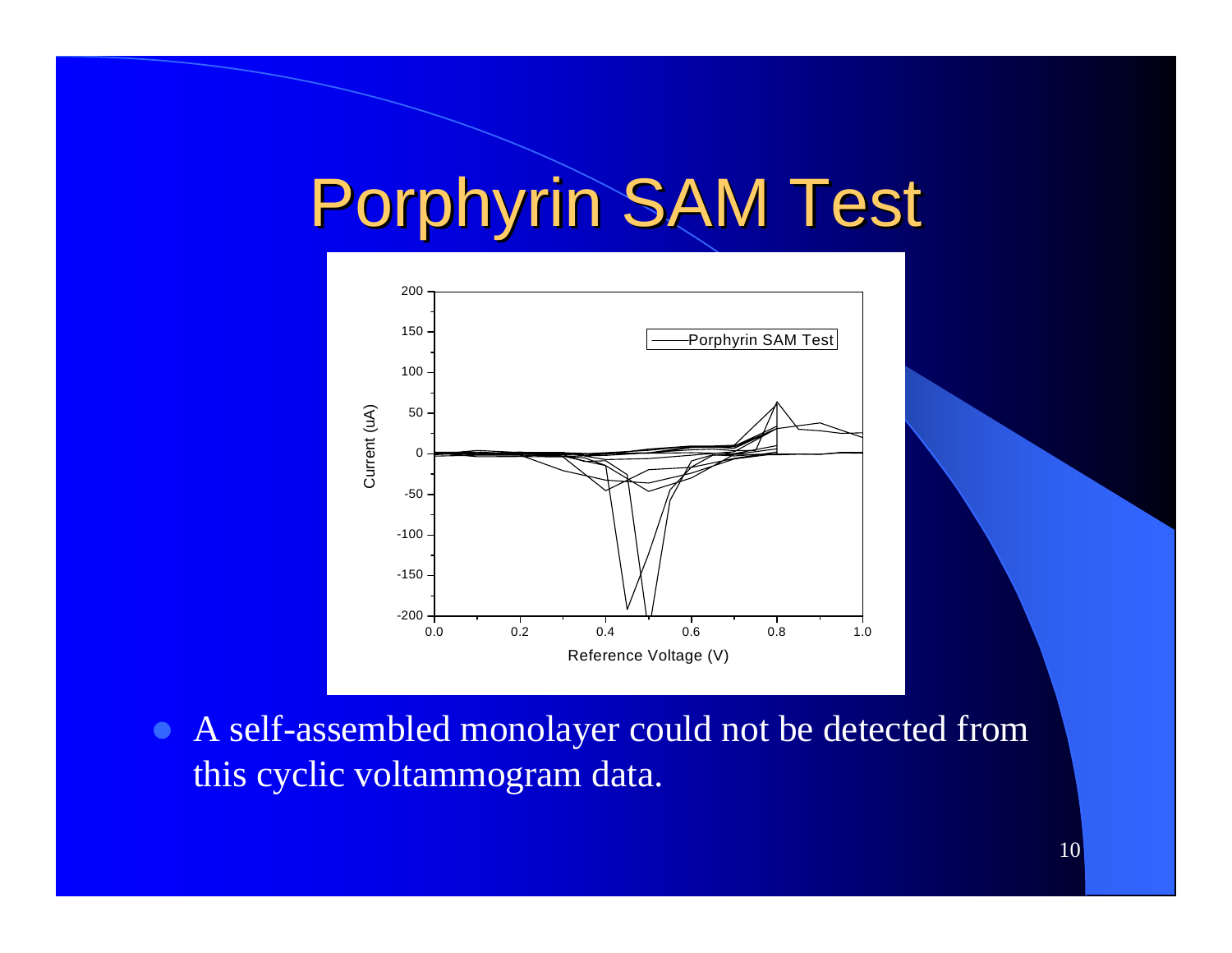# Porphyrin SAM Test

- A self-assembled monolayer could not be detected from this cyclic voltammogram data.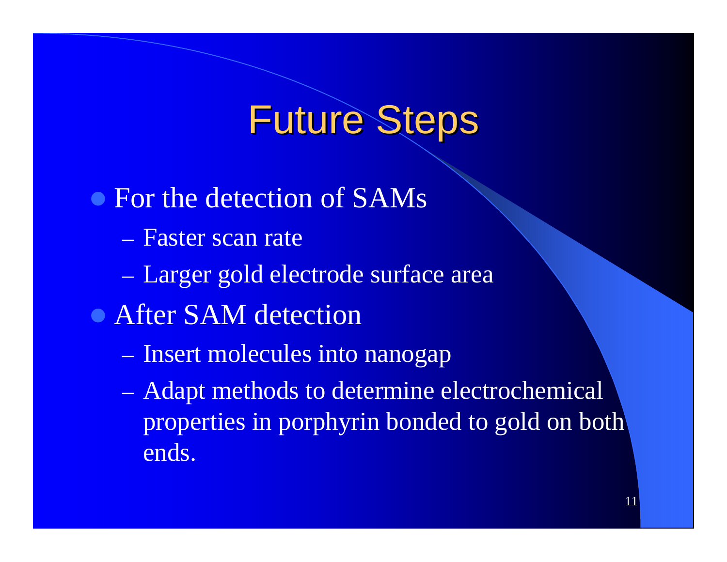# Future Steps

- For the detection of SAMs
  - Faster scan rate
  - Larger gold electrode surface area
- After SAM detection
  - Insert molecules into nanogap
  - Adapt methods to determine electrochemical properties in porphyrin bonded to gold on both ends.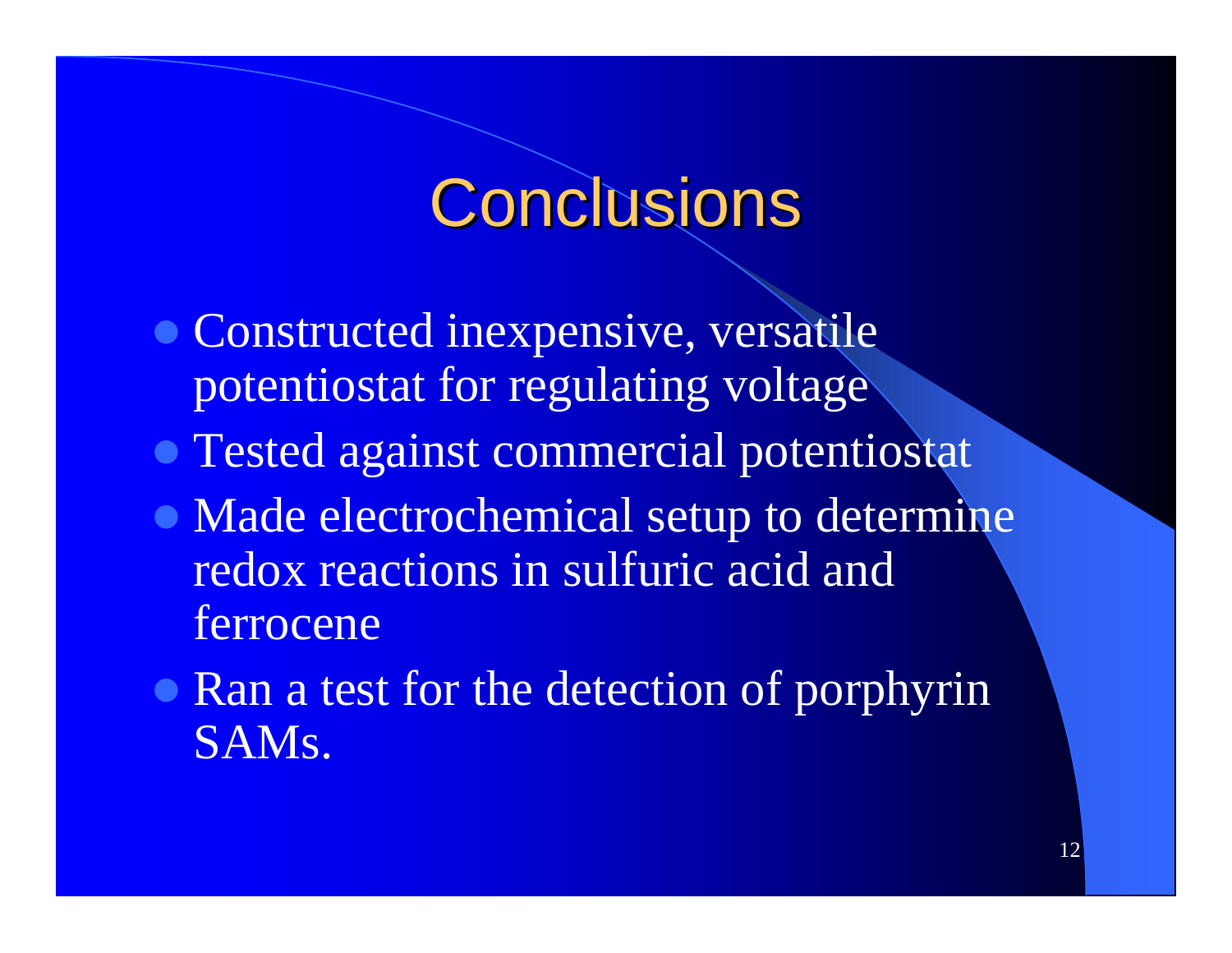# Conclusions

- Constructed inexpensive, versatile potentiostat for regulating voltage
- Tested against commercial potentiostat
- Made electrochemical setup to determine redox reactions in sulfuric acid and ferrocene
- Ran a test for the detection of porphyrin SAMs.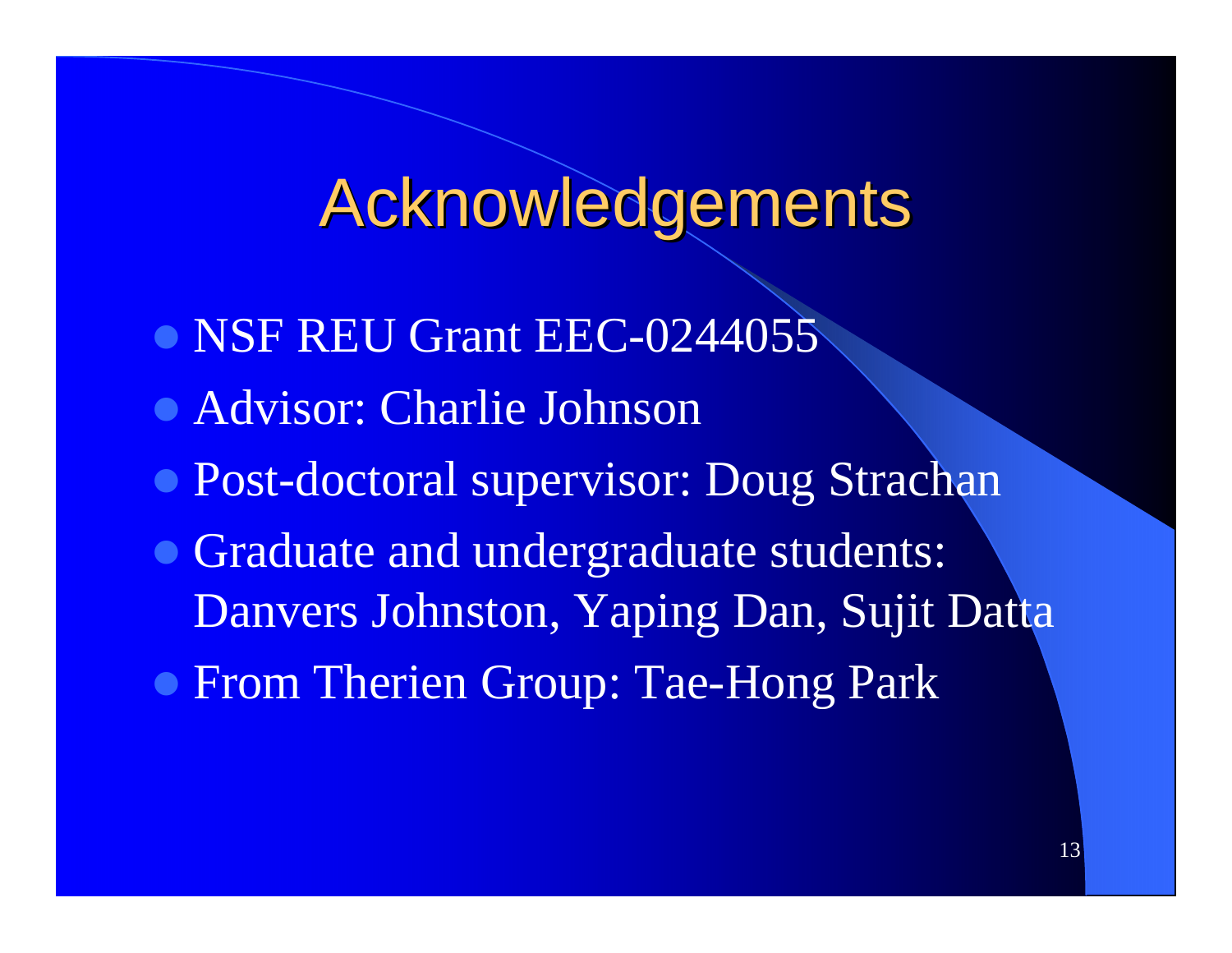# Acknowledgements

- NSF REU Grant EEC-0244055
- Advisor: Charlie Johnson
- Post-doctoral supervisor: Doug Strachan
- Graduate and undergraduate students: Danvers Johnston, Yaping Dan, Sujit Datta
- From Therien Group: Tae-Hong Park